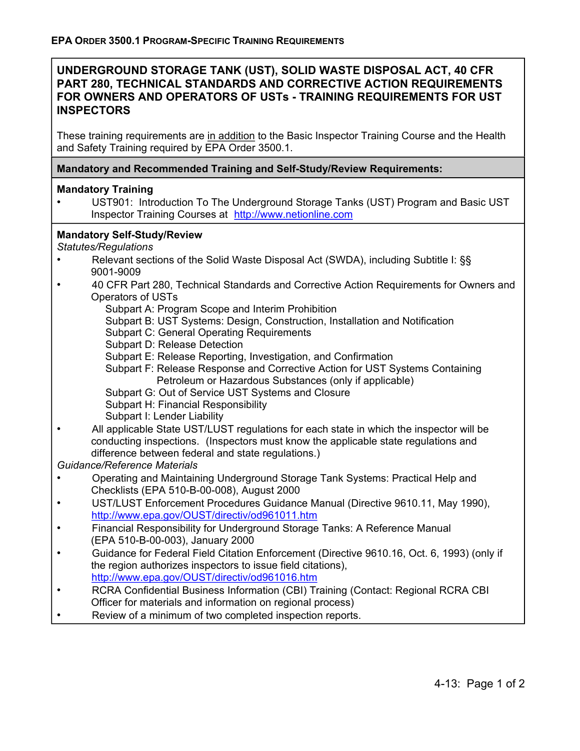**EPA ORDER 3500.1 PROGRAM-SPECIFIC TRAINING REQUIREMENTS**

# UNDERGROUND STORAGE TANK (UST), SOLID WASTE DISPOSAL ACT, 40 CFR PART 280, TECHNICAL STANDARDS AND CORRECTIVE ACTION REQUIREMENTS FOR OWNERS AND OPERATORS OF USTs - TRAINING REQUIREMENTS FOR UST INSPECTORS

These training requirements are in addition to the Basic Inspector Training Course and the Health and Safety Training required by EPA Order 3500.1.

## Mandatory and Recommended Training and Self-Study/Review Requirements:

### Mandatory Training

- UST901: Introduction To The Underground Storage Tanks (UST) Program and Basic UST Inspector Training Courses at http://www.netionline.com

### Mandatory Self-Study/Review

*Statutes/Regulations*

- Relevant sections of the Solid Waste Disposal Act (SWDA), including Subtitle I: §§ 9001-9009
- 40 CFR Part 280, Technical Standards and Corrective Action Requirements for Owners and Operators of USTs
  - Subpart A: Program Scope and Interim Prohibition
  - Subpart B: UST Systems: Design, Construction, Installation and Notification
  - Subpart C: General Operating Requirements
  - Subpart D: Release Detection
  - Subpart E: Release Reporting, Investigation, and Confirmation
  - Subpart F: Release Response and Corrective Action for UST Systems Containing Petroleum or Hazardous Substances (only if applicable)
  - Subpart G: Out of Service UST Systems and Closure
  - Subpart H: Financial Responsibility
  - Subpart I: Lender Liability
- All applicable State UST/LUST regulations for each state in which the inspector will be conducting inspections. (Inspectors must know the applicable state regulations and difference between federal and state regulations.)

*Guidance/Reference Materials*

- Operating and Maintaining Underground Storage Tank Systems: Practical Help and Checklists (EPA 510-B-00-008), August 2000
- UST/LUST Enforcement Procedures Guidance Manual (Directive 9610.11, May 1990), http://www.epa.gov/OUST/directiv/od961011.htm
- Financial Responsibility for Underground Storage Tanks: A Reference Manual (EPA 510-B-00-003), January 2000
- Guidance for Federal Field Citation Enforcement (Directive 9610.16, Oct. 6, 1993) (only if the region authorizes inspectors to issue field citations), http://www.epa.gov/OUST/directiv/od961016.htm
- RCRA Confidential Business Information (CBI) Training (Contact: Regional RCRA CBI Officer for materials and information on regional process)
- Review of a minimum of two completed inspection reports.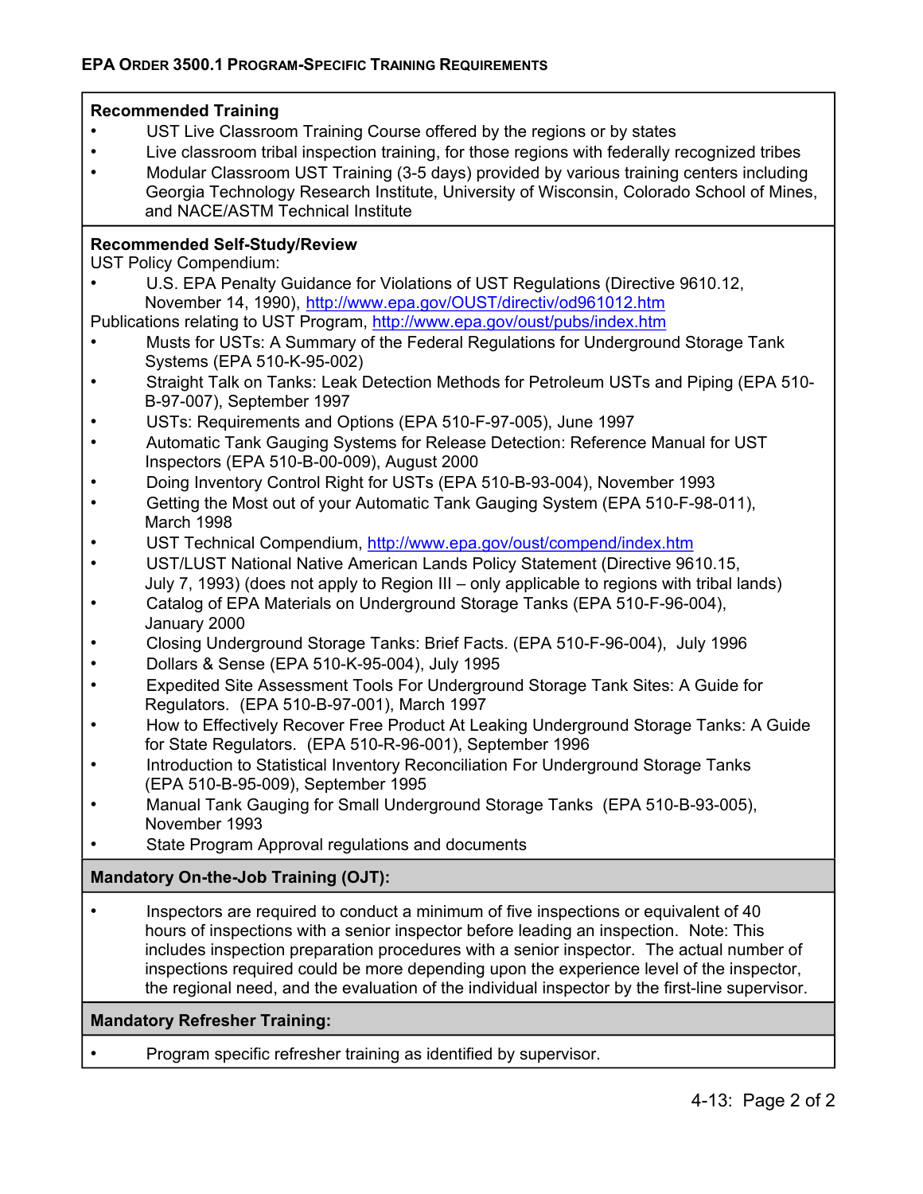**EPA ORDER 3500.1 PROGRAM-SPECIFIC TRAINING REQUIREMENTS**

**Recommended Training**

- UST Live Classroom Training Course offered by the regions or by states
- Live classroom tribal inspection training, for those regions with federally recognized tribes
- Modular Classroom UST Training (3-5 days) provided by various training centers including Georgia Technology Research Institute, University of Wisconsin, Colorado School of Mines, and NACE/ASTM Technical Institute

**Recommended Self-Study/Review**

UST Policy Compendium:

- U.S. EPA Penalty Guidance for Violations of UST Regulations (Directive 9610.12, November 14, 1990), http://www.epa.gov/OUST/directiv/od961012.htm

Publications relating to UST Program, http://www.epa.gov/oust/pubs/index.htm

- Musts for USTs: A Summary of the Federal Regulations for Underground Storage Tank Systems (EPA 510-K-95-002)
- Straight Talk on Tanks: Leak Detection Methods for Petroleum USTs and Piping (EPA 510-B-97-007), September 1997
- USTs: Requirements and Options (EPA 510-F-97-005), June 1997
- Automatic Tank Gauging Systems for Release Detection: Reference Manual for UST Inspectors (EPA 510-B-00-009), August 2000
- Doing Inventory Control Right for USTs (EPA 510-B-93-004), November 1993
- Getting the Most out of your Automatic Tank Gauging System (EPA 510-F-98-011), March 1998
- UST Technical Compendium, http://www.epa.gov/oust/compend/index.htm
- UST/LUST National Native American Lands Policy Statement (Directive 9610.15, July 7, 1993) (does not apply to Region III – only applicable to regions with tribal lands)
- Catalog of EPA Materials on Underground Storage Tanks (EPA 510-F-96-004), January 2000
- Closing Underground Storage Tanks: Brief Facts. (EPA 510-F-96-004), July 1996
- Dollars & Sense (EPA 510-K-95-004), July 1995
- Expedited Site Assessment Tools For Underground Storage Tank Sites: A Guide for Regulators. (EPA 510-B-97-001), March 1997
- How to Effectively Recover Free Product At Leaking Underground Storage Tanks: A Guide for State Regulators. (EPA 510-R-96-001), September 1996
- Introduction to Statistical Inventory Reconciliation For Underground Storage Tanks (EPA 510-B-95-009), September 1995
- Manual Tank Gauging for Small Underground Storage Tanks (EPA 510-B-93-005), November 1993
- State Program Approval regulations and documents

**Mandatory On-the-Job Training (OJT):**

- Inspectors are required to conduct a minimum of five inspections or equivalent of 40 hours of inspections with a senior inspector before leading an inspection. Note: This includes inspection preparation procedures with a senior inspector. The actual number of inspections required could be more depending upon the experience level of the inspector, the regional need, and the evaluation of the individual inspector by the first-line supervisor.

**Mandatory Refresher Training:**

- Program specific refresher training as identified by supervisor.